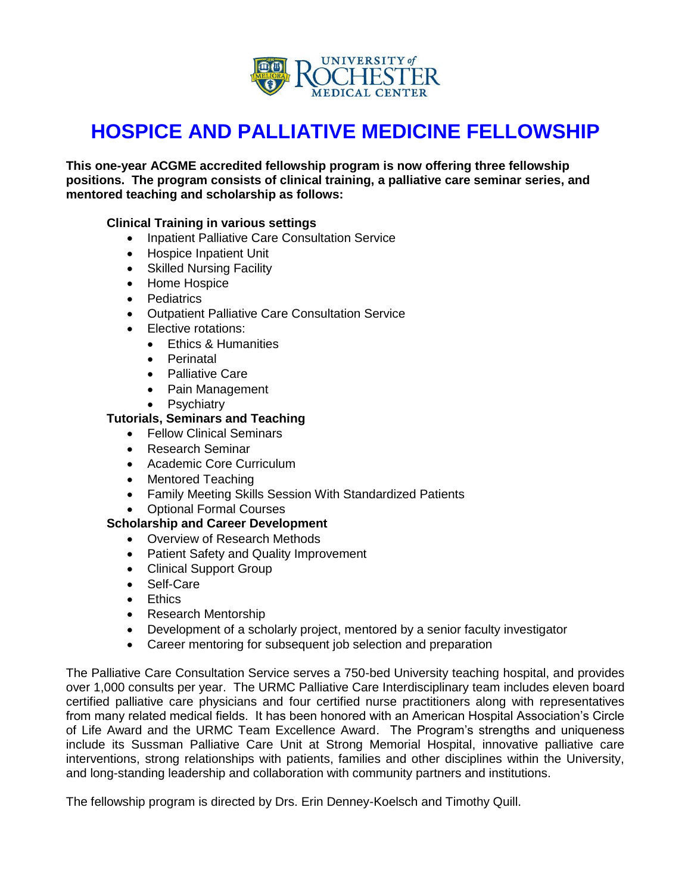# HOSPICE AND PALLIATIVE MEDICINE FELLOWSHIP

**This one-year ACGME accredited fellowship program is now offering three fellowship positions. The program consists of clinical training, a palliative care seminar series, and mentored teaching and scholarship as follows:**

**Clinical Training in various settings**

- Inpatient Palliative Care Consultation Service
- Hospice Inpatient Unit
- Skilled Nursing Facility
- Home Hospice
- Pediatrics
- Outpatient Palliative Care Consultation Service
- Elective rotations:
    - Ethics & Humanities
    - Perinatal
    - Palliative Care
    - Pain Management
    - Psychiatry

**Tutorials, Seminars and Teaching**

- Fellow Clinical Seminars
- Research Seminar
- Academic Core Curriculum
- Mentored Teaching
- Family Meeting Skills Session With Standardized Patients
- Optional Formal Courses

**Scholarship and Career Development**

- Overview of Research Methods
- Patient Safety and Quality Improvement
- Clinical Support Group
- Self-Care
- Ethics
- Research Mentorship
- Development of a scholarly project, mentored by a senior faculty investigator
- Career mentoring for subsequent job selection and preparation

The Palliative Care Consultation Service serves a 750-bed University teaching hospital, and provides over 1,000 consults per year. The URMC Palliative Care Interdisciplinary team includes eleven board certified palliative care physicians and four certified nurse practitioners along with representatives from many related medical fields. It has been honored with an American Hospital Association's Circle of Life Award and the URMC Team Excellence Award. The Program's strengths and uniqueness include its Sussman Palliative Care Unit at Strong Memorial Hospital, innovative palliative care interventions, strong relationships with patients, families and other disciplines within the University, and long-standing leadership and collaboration with community partners and institutions.

The fellowship program is directed by Drs. Erin Denney-Koelsch and Timothy Quill.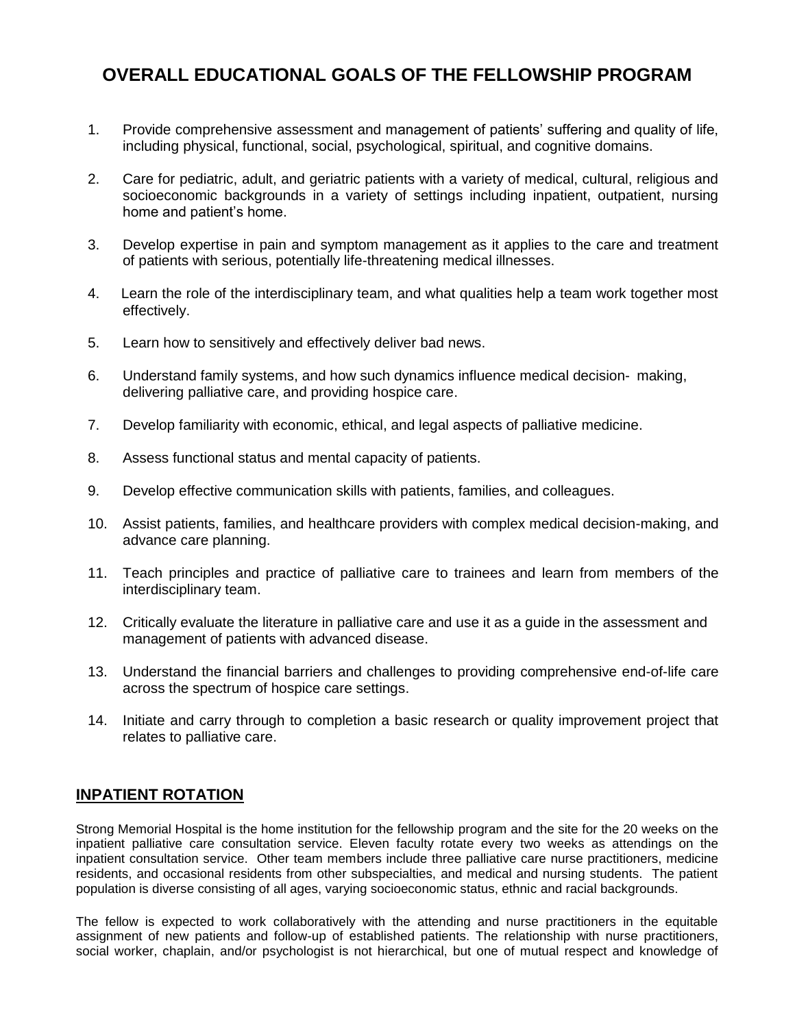# OVERALL EDUCATIONAL GOALS OF THE FELLOWSHIP PROGRAM

1. Provide comprehensive assessment and management of patients' suffering and quality of life, including physical, functional, social, psychological, spiritual, and cognitive domains.

2. Care for pediatric, adult, and geriatric patients with a variety of medical, cultural, religious and socioeconomic backgrounds in a variety of settings including inpatient, outpatient, nursing home and patient's home.

3. Develop expertise in pain and symptom management as it applies to the care and treatment of patients with serious, potentially life-threatening medical illnesses.

4. Learn the role of the interdisciplinary team, and what qualities help a team work together most effectively.

5. Learn how to sensitively and effectively deliver bad news.

6. Understand family systems, and how such dynamics influence medical decision- making, delivering palliative care, and providing hospice care.

7. Develop familiarity with economic, ethical, and legal aspects of palliative medicine.

8. Assess functional status and mental capacity of patients.

9. Develop effective communication skills with patients, families, and colleagues.

10. Assist patients, families, and healthcare providers with complex medical decision-making, and advance care planning.

11. Teach principles and practice of palliative care to trainees and learn from members of the interdisciplinary team.

12. Critically evaluate the literature in palliative care and use it as a guide in the assessment and management of patients with advanced disease.

13. Understand the financial barriers and challenges to providing comprehensive end-of-life care across the spectrum of hospice care settings.

14. Initiate and carry through to completion a basic research or quality improvement project that relates to palliative care.

## INPATIENT ROTATION

Strong Memorial Hospital is the home institution for the fellowship program and the site for the 20 weeks on the inpatient palliative care consultation service. Eleven faculty rotate every two weeks as attendings on the inpatient consultation service. Other team members include three palliative care nurse practitioners, medicine residents, and occasional residents from other subspecialties, and medical and nursing students. The patient population is diverse consisting of all ages, varying socioeconomic status, ethnic and racial backgrounds.

The fellow is expected to work collaboratively with the attending and nurse practitioners in the equitable assignment of new patients and follow-up of established patients. The relationship with nurse practitioners, social worker, chaplain, and/or psychologist is not hierarchical, but one of mutual respect and knowledge of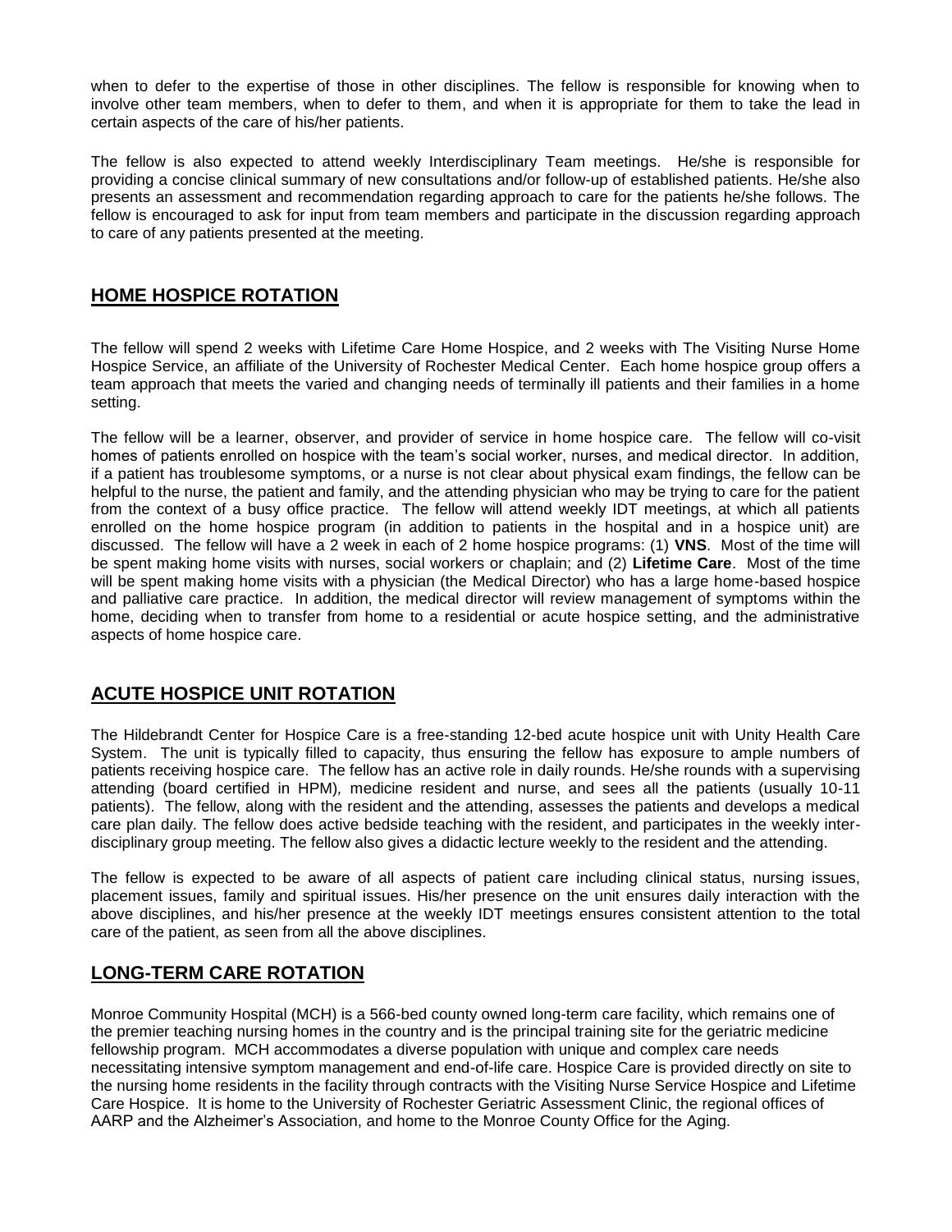when to defer to the expertise of those in other disciplines. The fellow is responsible for knowing when to involve other team members, when to defer to them, and when it is appropriate for them to take the lead in certain aspects of the care of his/her patients.

The fellow is also expected to attend weekly Interdisciplinary Team meetings. He/she is responsible for providing a concise clinical summary of new consultations and/or follow-up of established patients. He/she also presents an assessment and recommendation regarding approach to care for the patients he/she follows. The fellow is encouraged to ask for input from team members and participate in the discussion regarding approach to care of any patients presented at the meeting.

## HOME HOSPICE ROTATION

The fellow will spend 2 weeks with Lifetime Care Home Hospice, and 2 weeks with The Visiting Nurse Home Hospice Service, an affiliate of the University of Rochester Medical Center. Each home hospice group offers a team approach that meets the varied and changing needs of terminally ill patients and their families in a home setting.

The fellow will be a learner, observer, and provider of service in home hospice care. The fellow will co-visit homes of patients enrolled on hospice with the team's social worker, nurses, and medical director. In addition, if a patient has troublesome symptoms, or a nurse is not clear about physical exam findings, the fellow can be helpful to the nurse, the patient and family, and the attending physician who may be trying to care for the patient from the context of a busy office practice. The fellow will attend weekly IDT meetings, at which all patients enrolled on the home hospice program (in addition to patients in the hospital and in a hospice unit) are discussed. The fellow will have a 2 week in each of 2 home hospice programs: (1) **VNS**. Most of the time will be spent making home visits with nurses, social workers or chaplain; and (2) **Lifetime Care**. Most of the time will be spent making home visits with a physician (the Medical Director) who has a large home-based hospice and palliative care practice. In addition, the medical director will review management of symptoms within the home, deciding when to transfer from home to a residential or acute hospice setting, and the administrative aspects of home hospice care.

## ACUTE HOSPICE UNIT ROTATION

The Hildebrandt Center for Hospice Care is a free-standing 12-bed acute hospice unit with Unity Health Care System. The unit is typically filled to capacity, thus ensuring the fellow has exposure to ample numbers of patients receiving hospice care. The fellow has an active role in daily rounds. He/she rounds with a supervising attending (board certified in HPM), medicine resident and nurse, and sees all the patients (usually 10-11 patients). The fellow, along with the resident and the attending, assesses the patients and develops a medical care plan daily. The fellow does active bedside teaching with the resident, and participates in the weekly inter-disciplinary group meeting. The fellow also gives a didactic lecture weekly to the resident and the attending.

The fellow is expected to be aware of all aspects of patient care including clinical status, nursing issues, placement issues, family and spiritual issues. His/her presence on the unit ensures daily interaction with the above disciplines, and his/her presence at the weekly IDT meetings ensures consistent attention to the total care of the patient, as seen from all the above disciplines.

## LONG-TERM CARE ROTATION

Monroe Community Hospital (MCH) is a 566-bed county owned long-term care facility, which remains one of the premier teaching nursing homes in the country and is the principal training site for the geriatric medicine fellowship program. MCH accommodates a diverse population with unique and complex care needs necessitating intensive symptom management and end-of-life care. Hospice Care is provided directly on site to the nursing home residents in the facility through contracts with the Visiting Nurse Service Hospice and Lifetime Care Hospice. It is home to the University of Rochester Geriatric Assessment Clinic, the regional offices of AARP and the Alzheimer's Association, and home to the Monroe County Office for the Aging.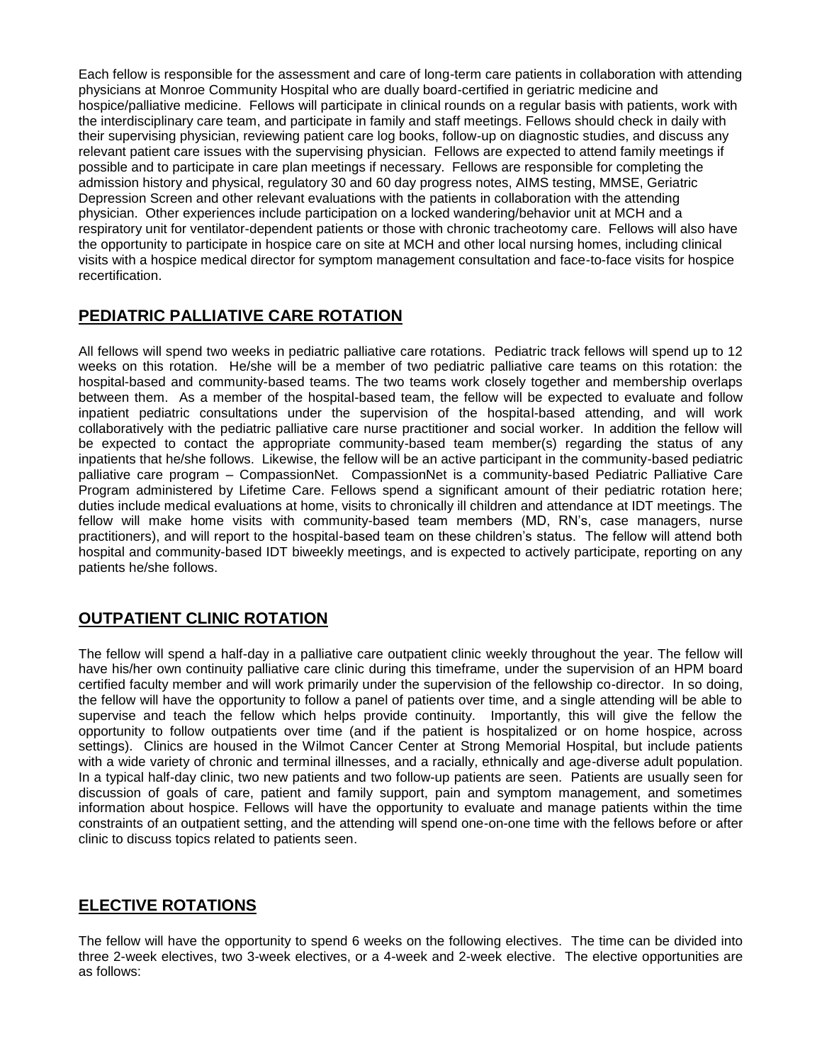Each fellow is responsible for the assessment and care of long-term care patients in collaboration with attending physicians at Monroe Community Hospital who are dually board-certified in geriatric medicine and hospice/palliative medicine. Fellows will participate in clinical rounds on a regular basis with patients, work with the interdisciplinary care team, and participate in family and staff meetings. Fellows should check in daily with their supervising physician, reviewing patient care log books, follow-up on diagnostic studies, and discuss any relevant patient care issues with the supervising physician. Fellows are expected to attend family meetings if possible and to participate in care plan meetings if necessary. Fellows are responsible for completing the admission history and physical, regulatory 30 and 60 day progress notes, AIMS testing, MMSE, Geriatric Depression Screen and other relevant evaluations with the patients in collaboration with the attending physician. Other experiences include participation on a locked wandering/behavior unit at MCH and a respiratory unit for ventilator-dependent patients or those with chronic tracheotomy care. Fellows will also have the opportunity to participate in hospice care on site at MCH and other local nursing homes, including clinical visits with a hospice medical director for symptom management consultation and face-to-face visits for hospice recertification.

## PEDIATRIC PALLIATIVE CARE ROTATION

All fellows will spend two weeks in pediatric palliative care rotations. Pediatric track fellows will spend up to 12 weeks on this rotation. He/she will be a member of two pediatric palliative care teams on this rotation: the hospital-based and community-based teams. The two teams work closely together and membership overlaps between them. As a member of the hospital-based team, the fellow will be expected to evaluate and follow inpatient pediatric consultations under the supervision of the hospital-based attending, and will work collaboratively with the pediatric palliative care nurse practitioner and social worker. In addition the fellow will be expected to contact the appropriate community-based team member(s) regarding the status of any inpatients that he/she follows. Likewise, the fellow will be an active participant in the community-based pediatric palliative care program – CompassionNet. CompassionNet is a community-based Pediatric Palliative Care Program administered by Lifetime Care. Fellows spend a significant amount of their pediatric rotation here; duties include medical evaluations at home, visits to chronically ill children and attendance at IDT meetings. The fellow will make home visits with community-based team members (MD, RN's, case managers, nurse practitioners), and will report to the hospital-based team on these children's status. The fellow will attend both hospital and community-based IDT biweekly meetings, and is expected to actively participate, reporting on any patients he/she follows.

## OUTPATIENT CLINIC ROTATION

The fellow will spend a half-day in a palliative care outpatient clinic weekly throughout the year. The fellow will have his/her own continuity palliative care clinic during this timeframe, under the supervision of an HPM board certified faculty member and will work primarily under the supervision of the fellowship co-director. In so doing, the fellow will have the opportunity to follow a panel of patients over time, and a single attending will be able to supervise and teach the fellow which helps provide continuity. Importantly, this will give the fellow the opportunity to follow outpatients over time (and if the patient is hospitalized or on home hospice, across settings). Clinics are housed in the Wilmot Cancer Center at Strong Memorial Hospital, but include patients with a wide variety of chronic and terminal illnesses, and a racially, ethnically and age-diverse adult population. In a typical half-day clinic, two new patients and two follow-up patients are seen. Patients are usually seen for discussion of goals of care, patient and family support, pain and symptom management, and sometimes information about hospice. Fellows will have the opportunity to evaluate and manage patients within the time constraints of an outpatient setting, and the attending will spend one-on-one time with the fellows before or after clinic to discuss topics related to patients seen.

## ELECTIVE ROTATIONS

The fellow will have the opportunity to spend 6 weeks on the following electives. The time can be divided into three 2-week electives, two 3-week electives, or a 4-week and 2-week elective. The elective opportunities are as follows: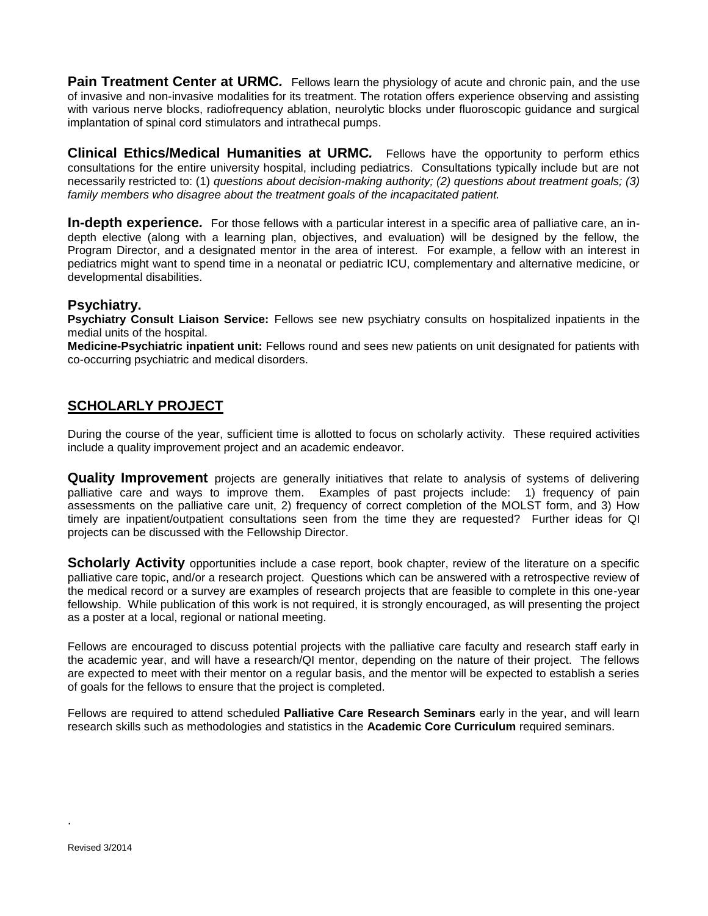**Pain Treatment Center at URMC.** Fellows learn the physiology of acute and chronic pain, and the use of invasive and non-invasive modalities for its treatment. The rotation offers experience observing and assisting with various nerve blocks, radiofrequency ablation, neurolytic blocks under fluoroscopic guidance and surgical implantation of spinal cord stimulators and intrathecal pumps.

**Clinical Ethics/Medical Humanities at URMC.** Fellows have the opportunity to perform ethics consultations for the entire university hospital, including pediatrics. Consultations typically include but are not necessarily restricted to: (1) *questions about decision-making authority; (2) questions about treatment goals; (3) family members who disagree about the treatment goals of the incapacitated patient.*

**In-depth experience.** For those fellows with a particular interest in a specific area of palliative care, an in-depth elective (along with a learning plan, objectives, and evaluation) will be designed by the fellow, the Program Director, and a designated mentor in the area of interest. For example, a fellow with an interest in pediatrics might want to spend time in a neonatal or pediatric ICU, complementary and alternative medicine, or developmental disabilities.

### Psychiatry.

**Psychiatry Consult Liaison Service:** Fellows see new psychiatry consults on hospitalized inpatients in the medial units of the hospital.

**Medicine-Psychiatric inpatient unit:** Fellows round and sees new patients on unit designated for patients with co-occurring psychiatric and medical disorders.

## SCHOLARLY PROJECT

During the course of the year, sufficient time is allotted to focus on scholarly activity. These required activities include a quality improvement project and an academic endeavor.

**Quality Improvement** projects are generally initiatives that relate to analysis of systems of delivering palliative care and ways to improve them. Examples of past projects include: 1) frequency of pain assessments on the palliative care unit, 2) frequency of correct completion of the MOLST form, and 3) How timely are inpatient/outpatient consultations seen from the time they are requested? Further ideas for QI projects can be discussed with the Fellowship Director.

**Scholarly Activity** opportunities include a case report, book chapter, review of the literature on a specific palliative care topic, and/or a research project. Questions which can be answered with a retrospective review of the medical record or a survey are examples of research projects that are feasible to complete in this one-year fellowship. While publication of this work is not required, it is strongly encouraged, as will presenting the project as a poster at a local, regional or national meeting.

Fellows are encouraged to discuss potential projects with the palliative care faculty and research staff early in the academic year, and will have a research/QI mentor, depending on the nature of their project. The fellows are expected to meet with their mentor on a regular basis, and the mentor will be expected to establish a series of goals for the fellows to ensure that the project is completed.

Fellows are required to attend scheduled **Palliative Care Research Seminars** early in the year, and will learn research skills such as methodologies and statistics in the **Academic Core Curriculum** required seminars.

.

Revised 3/2014